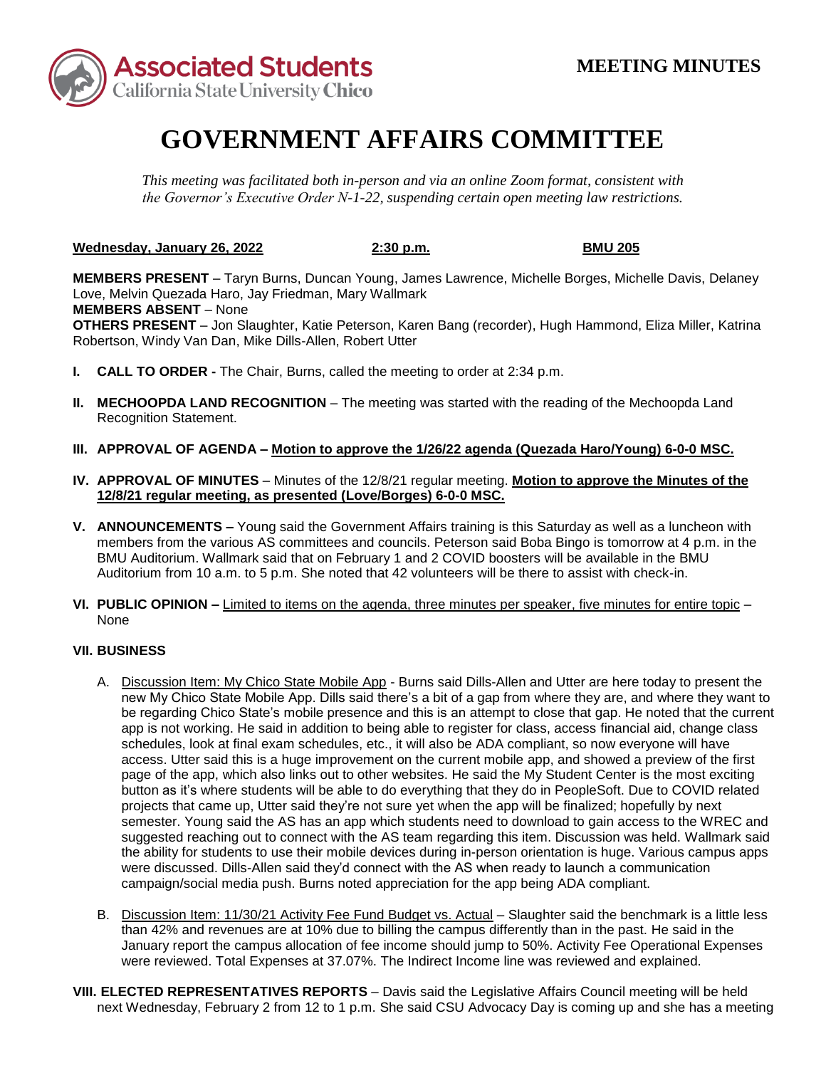Associated Students California State University Chico

**MEETING MINUTES**

# GOVERNMENT AFFAIRS COMMITTEE

*This meeting was facilitated both in-person and via an online Zoom format, consistent with the Governor's Executive Order N-1-22, suspending certain open meeting law restrictions.*

**Wednesday, January 26, 2022** **2:30 p.m.** **BMU 205**

**MEMBERS PRESENT** – Taryn Burns, Duncan Young, James Lawrence, Michelle Borges, Michelle Davis, Delaney Love, Melvin Quezada Haro, Jay Friedman, Mary Wallmark
**MEMBERS ABSENT** – None
**OTHERS PRESENT** – Jon Slaughter, Katie Peterson, Karen Bang (recorder), Hugh Hammond, Eliza Miller, Katrina Robertson, Windy Van Dan, Mike Dills-Allen, Robert Utter

**I. CALL TO ORDER -** The Chair, Burns, called the meeting to order at 2:34 p.m.

**II. MECHOOPDA LAND RECOGNITION** – The meeting was started with the reading of the Mechoopda Land Recognition Statement.

**III. APPROVAL OF AGENDA – Motion to approve the 1/26/22 agenda (Quezada Haro/Young) 6-0-0 MSC.**

**IV. APPROVAL OF MINUTES** – Minutes of the 12/8/21 regular meeting. **Motion to approve the Minutes of the 12/8/21 regular meeting, as presented (Love/Borges) 6-0-0 MSC.**

**V. ANNOUNCEMENTS –** Young said the Government Affairs training is this Saturday as well as a luncheon with members from the various AS committees and councils. Peterson said Boba Bingo is tomorrow at 4 p.m. in the BMU Auditorium. Wallmark said that on February 1 and 2 COVID boosters will be available in the BMU Auditorium from 10 a.m. to 5 p.m. She noted that 42 volunteers will be there to assist with check-in.

**VI. PUBLIC OPINION –** Limited to items on the agenda, three minutes per speaker, five minutes for entire topic – None

**VII. BUSINESS**

A. Discussion Item: My Chico State Mobile App - Burns said Dills-Allen and Utter are here today to present the new My Chico State Mobile App. Dills said there's a bit of a gap from where they are, and where they want to be regarding Chico State's mobile presence and this is an attempt to close that gap. He noted that the current app is not working. He said in addition to being able to register for class, access financial aid, change class schedules, look at final exam schedules, etc., it will also be ADA compliant, so now everyone will have access. Utter said this is a huge improvement on the current mobile app, and showed a preview of the first page of the app, which also links out to other websites. He said the My Student Center is the most exciting button as it's where students will be able to do everything that they do in PeopleSoft. Due to COVID related projects that came up, Utter said they're not sure yet when the app will be finalized; hopefully by next semester. Young said the AS has an app which students need to download to gain access to the WREC and suggested reaching out to connect with the AS team regarding this item. Discussion was held. Wallmark said the ability for students to use their mobile devices during in-person orientation is huge. Various campus apps were discussed. Dills-Allen said they'd connect with the AS when ready to launch a communication campaign/social media push. Burns noted appreciation for the app being ADA compliant.

B. Discussion Item: 11/30/21 Activity Fee Fund Budget vs. Actual – Slaughter said the benchmark is a little less than 42% and revenues are at 10% due to billing the campus differently than in the past. He said in the January report the campus allocation of fee income should jump to 50%. Activity Fee Operational Expenses were reviewed. Total Expenses at 37.07%. The Indirect Income line was reviewed and explained.

**VIII. ELECTED REPRESENTATIVES REPORTS** – Davis said the Legislative Affairs Council meeting will be held next Wednesday, February 2 from 12 to 1 p.m. She said CSU Advocacy Day is coming up and she has a meeting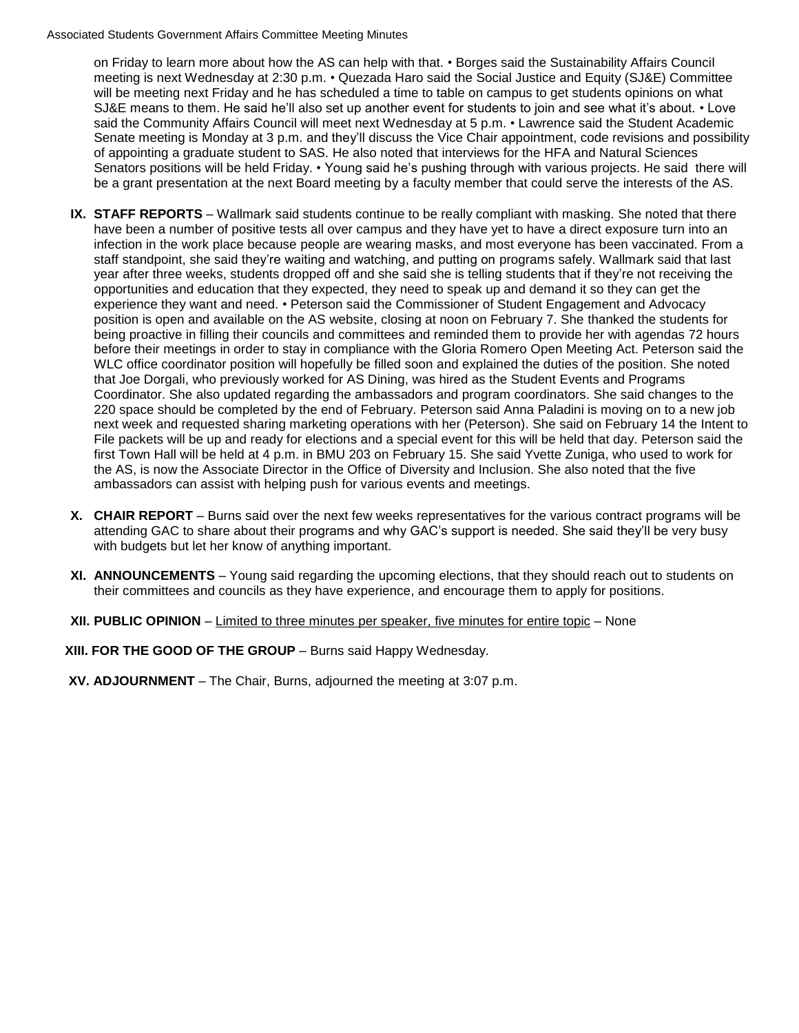on Friday to learn more about how the AS can help with that. • Borges said the Sustainability Affairs Council meeting is next Wednesday at 2:30 p.m. • Quezada Haro said the Social Justice and Equity (SJ&E) Committee will be meeting next Friday and he has scheduled a time to table on campus to get students opinions on what SJ&E means to them. He said he'll also set up another event for students to join and see what it's about. • Love said the Community Affairs Council will meet next Wednesday at 5 p.m. • Lawrence said the Student Academic Senate meeting is Monday at 3 p.m. and they'll discuss the Vice Chair appointment, code revisions and possibility of appointing a graduate student to SAS. He also noted that interviews for the HFA and Natural Sciences Senators positions will be held Friday. • Young said he's pushing through with various projects. He said there will be a grant presentation at the next Board meeting by a faculty member that could serve the interests of the AS.

**IX. STAFF REPORTS** – Wallmark said students continue to be really compliant with masking. She noted that there have been a number of positive tests all over campus and they have yet to have a direct exposure turn into an infection in the work place because people are wearing masks, and most everyone has been vaccinated. From a staff standpoint, she said they're waiting and watching, and putting on programs safely. Wallmark said that last year after three weeks, students dropped off and she said she is telling students that if they're not receiving the opportunities and education that they expected, they need to speak up and demand it so they can get the experience they want and need. • Peterson said the Commissioner of Student Engagement and Advocacy position is open and available on the AS website, closing at noon on February 7. She thanked the students for being proactive in filling their councils and committees and reminded them to provide her with agendas 72 hours before their meetings in order to stay in compliance with the Gloria Romero Open Meeting Act. Peterson said the WLC office coordinator position will hopefully be filled soon and explained the duties of the position. She noted that Joe Dorgali, who previously worked for AS Dining, was hired as the Student Events and Programs Coordinator. She also updated regarding the ambassadors and program coordinators. She said changes to the 220 space should be completed by the end of February. Peterson said Anna Paladini is moving on to a new job next week and requested sharing marketing operations with her (Peterson). She said on February 14 the Intent to File packets will be up and ready for elections and a special event for this will be held that day. Peterson said the first Town Hall will be held at 4 p.m. in BMU 203 on February 15. She said Yvette Zuniga, who used to work for the AS, is now the Associate Director in the Office of Diversity and Inclusion. She also noted that the five ambassadors can assist with helping push for various events and meetings.

**X. CHAIR REPORT** – Burns said over the next few weeks representatives for the various contract programs will be attending GAC to share about their programs and why GAC's support is needed. She said they'll be very busy with budgets but let her know of anything important.

**XI. ANNOUNCEMENTS** – Young said regarding the upcoming elections, that they should reach out to students on their committees and councils as they have experience, and encourage them to apply for positions.

**XII. PUBLIC OPINION** – <u>Limited to three minutes per speaker, five minutes for entire topic</u> – None

**XIII. FOR THE GOOD OF THE GROUP** – Burns said Happy Wednesday.

**XV. ADJOURNMENT** – The Chair, Burns, adjourned the meeting at 3:07 p.m.